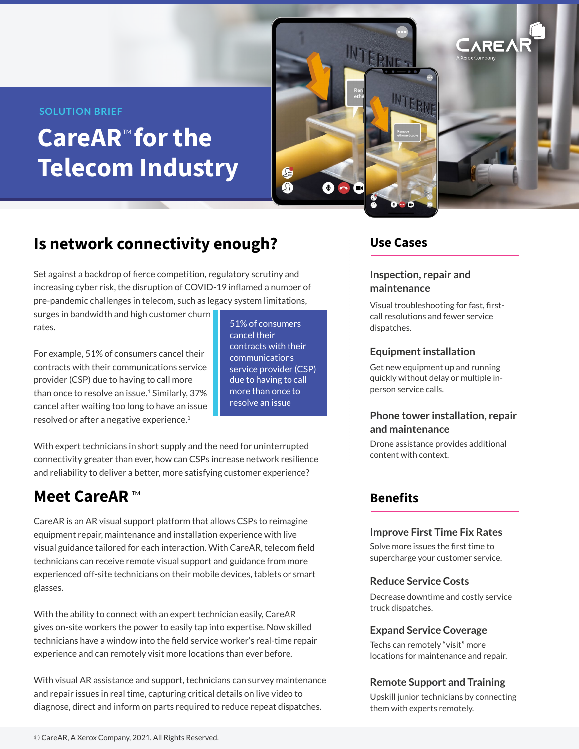SOLUTION BRIEF

# CareAR™ for the Telecom Industry

## Is network connectivity enough?

Set against a backdrop of fierce competition, regulatory scrutiny and increasing cyber risk, the disruption of COVID-19 inflamed a number of pre-pandemic challenges in telecom, such as legacy system limitations, surges in bandwidth and high customer churn rates.

For example, 51% of consumers cancel their contracts with their communications service provider (CSP) due to having to call more than once to resolve an issue.[1] Similarly, 37% cancel after waiting too long to have an issue resolved or after a negative experience.[1]

> 51% of consumers cancel their contracts with their communications service provider (CSP) due to having to call more than once to resolve an issue

With expert technicians in short supply and the need for uninterrupted connectivity greater than ever, how can CSPs increase network resilience and reliability to deliver a better, more satisfying customer experience?

## Meet CareAR™

CareAR is an AR visual support platform that allows CSPs to reimagine equipment repair, maintenance and installation experience with live visual guidance tailored for each interaction. With CareAR, telecom field technicians can receive remote visual support and guidance from more experienced off-site technicians on their mobile devices, tablets or smart glasses.

With the ability to connect with an expert technician easily, CareAR gives on-site workers the power to easily tap into expertise. Now skilled technicians have a window into the field service worker's real-time repair experience and can remotely visit more locations than ever before.

With visual AR assistance and support, technicians can survey maintenance and repair issues in real time, capturing critical details on live video to diagnose, direct and inform on parts required to reduce repeat dispatches.

## Use Cases

### Inspection, repair and maintenance

Visual troubleshooting for fast, first-call resolutions and fewer service dispatches.

### Equipment installation

Get new equipment up and running quickly without delay or multiple in-person service calls.

### Phone tower installation, repair and maintenance

Drone assistance provides additional content with context.

## Benefits

### Improve First Time Fix Rates

Solve more issues the first time to supercharge your customer service.

### Reduce Service Costs

Decrease downtime and costly service truck dispatches.

### Expand Service Coverage

Techs can remotely "visit" more locations for maintenance and repair.

### Remote Support and Training

Upskill junior technicians by connecting them with experts remotely.

© CareAR, A Xerox Company, 2021. All Rights Reserved.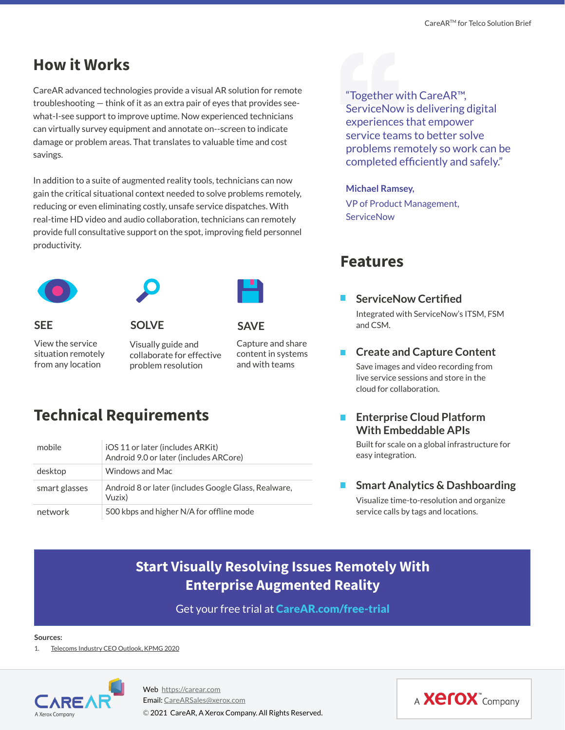## How it Works

CareAR advanced technologies provide a visual AR solution for remote troubleshooting — think of it as an extra pair of eyes that provides see-what-I-see support to improve uptime. Now experienced technicians can virtually survey equipment and annotate on--screen to indicate damage or problem areas. That translates to valuable time and cost savings.

In addition to a suite of augmented reality tools, technicians can now gain the critical situational context needed to solve problems remotely, reducing or even eliminating costly, unsafe service dispatches. With real-time HD video and audio collaboration, technicians can remotely provide full consultative support on the spot, improving field personnel productivity.

**SEE**

View the service situation remotely from any location

**SOLVE**

Visually guide and collaborate for effective problem resolution

**SAVE**

Capture and share content in systems and with teams

## Technical Requirements

| | |
|---|---|
| mobile | iOS 11 or later (includes ARKit)<br>Android 9.0 or later (includes ARCore) |
| desktop | Windows and Mac |
| smart glasses | Android 8 or later (includes Google Glass, Realware, Vuzix) |
| network | 500 kbps and higher N/A for offline mode |

> “Together with CareAR™, ServiceNow is delivering digital experiences that empower service teams to better solve problems remotely so work can be completed efficiently and safely.”

**Michael Ramsey,**
VP of Product Management,
ServiceNow

## Features

- **ServiceNow Certified**
  Integrated with ServiceNow's ITSM, FSM and CSM.
- **Create and Capture Content**
  Save images and video recording from live service sessions and store in the cloud for collaboration.
- **Enterprise Cloud Platform With Embeddable APIs**
  Built for scale on a global infrastructure for easy integration.
- **Smart Analytics & Dashboarding**
  Visualize time-to-resolution and organize service calls by tags and locations.

## Start Visually Resolving Issues Remotely With Enterprise Augmented Reality

Get your free trial at **CareAR.com/free-trial**

**Sources:**

1. Telecoms Industry CEO Outlook, KPMG 2020

CAREAR A Xerox Company

Web https://carear.com
Email: CareARSales@xerox.com
© 2021 CareAR, A Xerox Company. All Rights Reserved.

A xerox™ Company